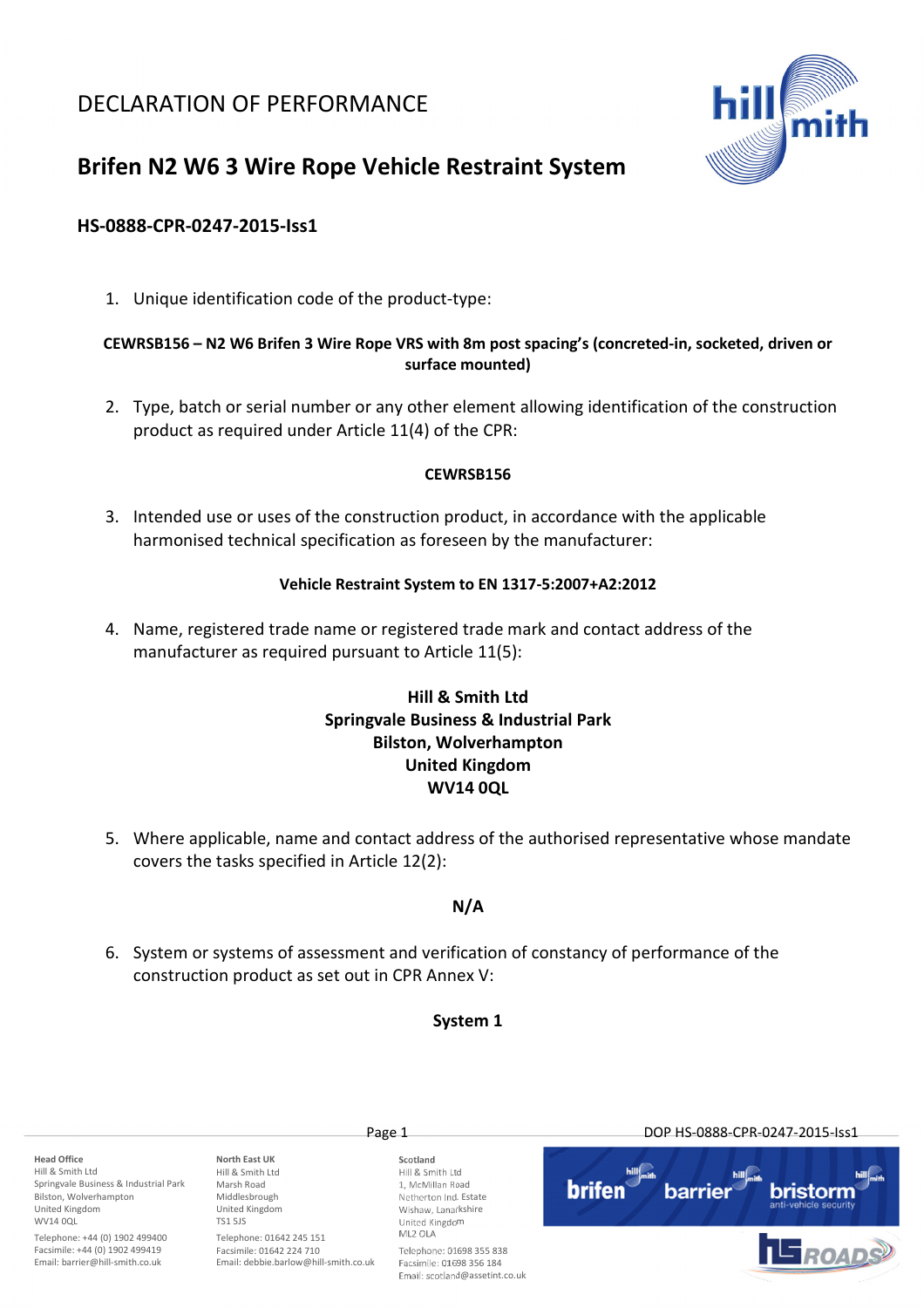# DECLARATION OF PERFORMANCE

## Brifen N2 W6 3 Wire Rope Vehicle Restraint System

### HS-0888-CPR-0247-2015-Iss1

1. Unique identification code of the product-type:

**CEWRSB156 – N2 W6 Brifen 3 Wire Rope VRS with 8m post spacing's (concreted-in, socketed, driven or surface mounted)**

2. Type, batch or serial number or any other element allowing identification of the construction product as required under Article 11(4) of the CPR:

**CEWRSB156**

3. Intended use or uses of the construction product, in accordance with the applicable harmonised technical specification as foreseen by the manufacturer:

**Vehicle Restraint System to EN 1317-5:2007+A2:2012**

4. Name, registered trade name or registered trade mark and contact address of the manufacturer as required pursuant to Article 11(5):

**Hill & Smith Ltd**
**Springvale Business & Industrial Park**
**Bilston, Wolverhampton**
**United Kingdom**
**WV14 0QL**

5. Where applicable, name and contact address of the authorised representative whose mandate covers the tasks specified in Article 12(2):

**N/A**

6. System or systems of assessment and verification of constancy of performance of the construction product as set out in CPR Annex V:

**System 1**

**Head Office**
Hill & Smith Ltd
Springvale Business & Industrial Park
Bilston, Wolverhampton
United Kingdom
WV14 0QL
Telephone: +44 (0) 1902 499400
Facsimile: +44 (0) 1902 499419
Email: barrier@hill-smith.co.uk

**North East UK**
Hill & Smith Ltd
Marsh Road
Middlesbrough
United Kingdom
TS1 5JS
Telephone: 01642 245 151
Facsimile: 01642 224 710
Email: debbie.barlow@hill-smith.co.uk

**Scotland**
Hill & Smith Ltd
1, McMillan Road
Netherton Ind. Estate
Wishaw, Lanarkshire
United Kingdom
ML2 0LA
Telephone: 01698 355 838
Facsimile: 01698 356 184
Email: scotland@assetint.co.uk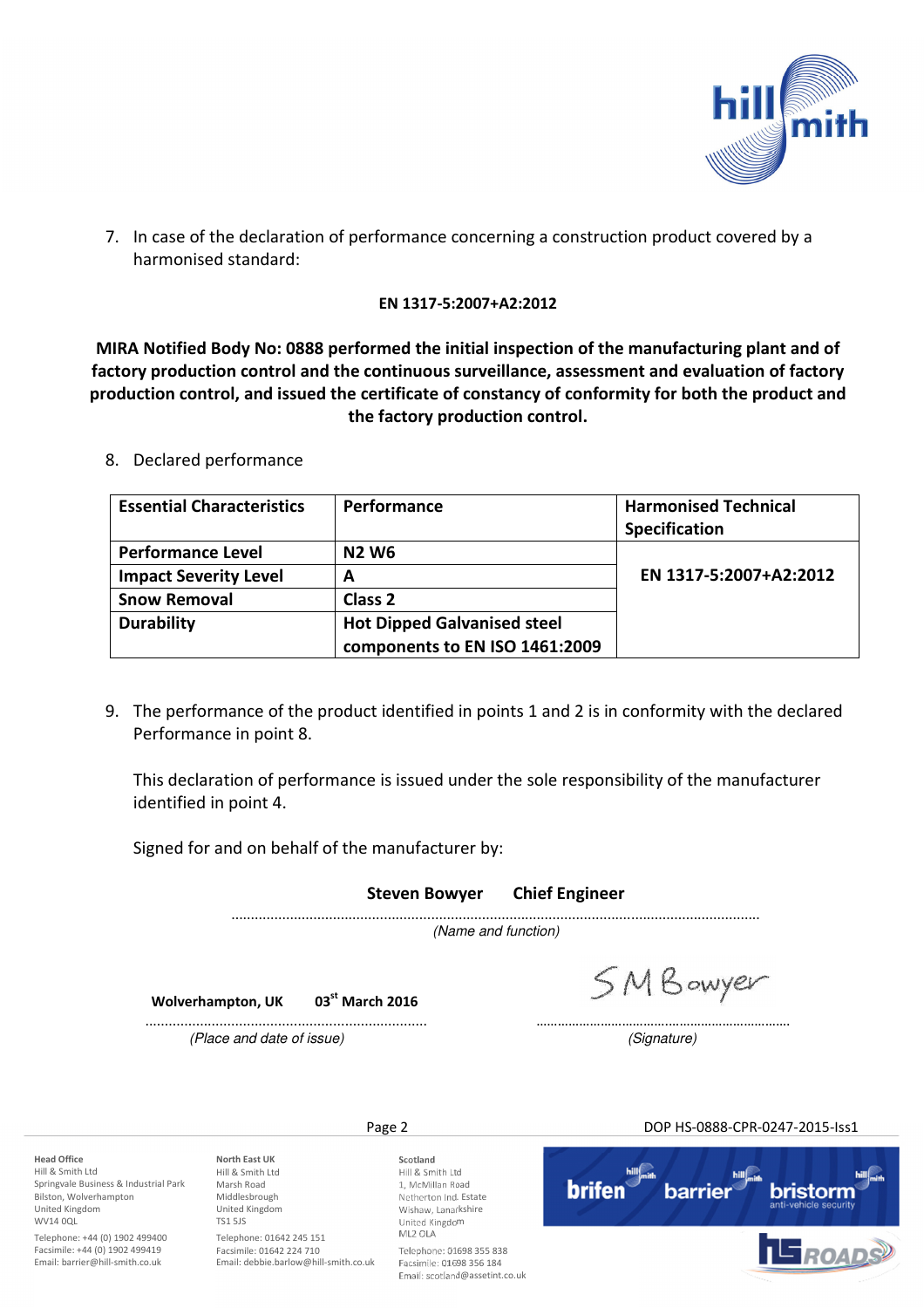7. In case of the declaration of performance concerning a construction product covered by a harmonised standard:

**EN 1317-5:2007+A2:2012**

**MIRA Notified Body No: 0888 performed the initial inspection of the manufacturing plant and of factory production control and the continuous surveillance, assessment and evaluation of factory production control, and issued the certificate of constancy of conformity for both the product and the factory production control.**

8. Declared performance

| Essential Characteristics | Performance | Harmonised Technical Specification |
|---|---|---|
| Performance Level | N2 W6 | EN 1317-5:2007+A2:2012 |
| Impact Severity Level | A | |
| Snow Removal | Class 2 | |
| Durability | Hot Dipped Galvanised steel components to EN ISO 1461:2009 | |

9. The performance of the product identified in points 1 and 2 is in conformity with the declared Performance in point 8.

   This declaration of performance is issued under the sole responsibility of the manufacturer identified in point 4.

   Signed for and on behalf of the manufacturer by:

**Steven Bowyer Chief Engineer**

*(Name and function)*

**Wolverhampton, UK 03st March 2016**

*(Place and date of issue)*

SM Bowyer

*(Signature)*

DOP HS-0888-CPR-0247-2015-Iss1

**Head Office**
Hill & Smith Ltd
Springvale Business & Industrial Park
Bilston, Wolverhampton
United Kingdom
WV14 0QL
Telephone: +44 (0) 1902 499400
Facsimile: +44 (0) 1902 499419
Email: barrier@hill-smith.co.uk

**North East UK**
Hill & Smith Ltd
Marsh Road
Middlesbrough
United Kingdom
TS1 5JS
Telephone: 01642 245 151
Facsimile: 01642 224 710
Email: debbie.barlow@hill-smith.co.uk

**Scotland**
Hill & Smith Ltd
1, McMillan Road
Netherton Ind. Estate
Wishaw, Lanarkshire
United Kingdom
ML2 0LA
Telephone: 01698 355 838
Facsimile: 01698 356 184
Email: scotland@assetint.co.uk